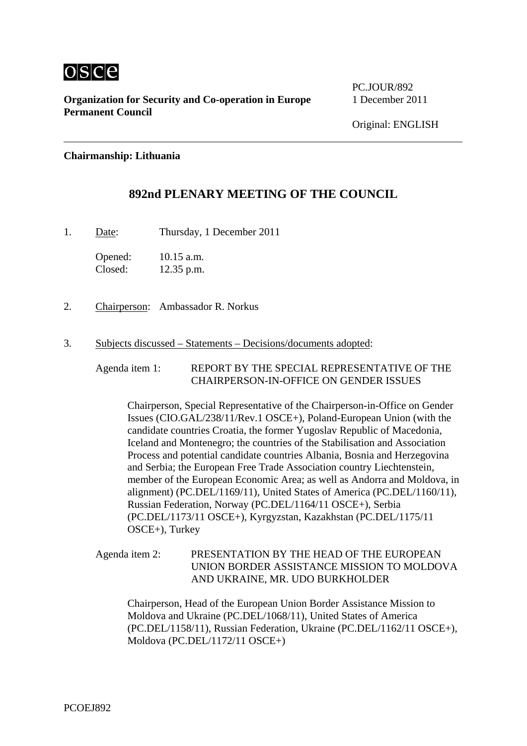osce

**Organization for Security and Co-operation in Europe**
**Permanent Council**

PC.JOUR/892
1 December 2011

Original: ENGLISH

---

**Chairmanship: Lithuania**

## 892nd PLENARY MEETING OF THE COUNCIL

1. Date: Thursday, 1 December 2011

   Opened: 10.15 a.m.
   Closed: 12.35 p.m.

2. Chairperson: Ambassador R. Norkus

3. Subjects discussed – Statements – Decisions/documents adopted:

   Agenda item 1: REPORT BY THE SPECIAL REPRESENTATIVE OF THE CHAIRPERSON-IN-OFFICE ON GENDER ISSUES

   Chairperson, Special Representative of the Chairperson-in-Office on Gender Issues (CIO.GAL/238/11/Rev.1 OSCE+), Poland-European Union (with the candidate countries Croatia, the former Yugoslav Republic of Macedonia, Iceland and Montenegro; the countries of the Stabilisation and Association Process and potential candidate countries Albania, Bosnia and Herzegovina and Serbia; the European Free Trade Association country Liechtenstein, member of the European Economic Area; as well as Andorra and Moldova, in alignment) (PC.DEL/1169/11), United States of America (PC.DEL/1160/11), Russian Federation, Norway (PC.DEL/1164/11 OSCE+), Serbia (PC.DEL/1173/11 OSCE+), Kyrgyzstan, Kazakhstan (PC.DEL/1175/11 OSCE+), Turkey

   Agenda item 2: PRESENTATION BY THE HEAD OF THE EUROPEAN UNION BORDER ASSISTANCE MISSION TO MOLDOVA AND UKRAINE, MR. UDO BURKHOLDER

   Chairperson, Head of the European Union Border Assistance Mission to Moldova and Ukraine (PC.DEL/1068/11), United States of America (PC.DEL/1158/11), Russian Federation, Ukraine (PC.DEL/1162/11 OSCE+), Moldova (PC.DEL/1172/11 OSCE+)

PCOEJ892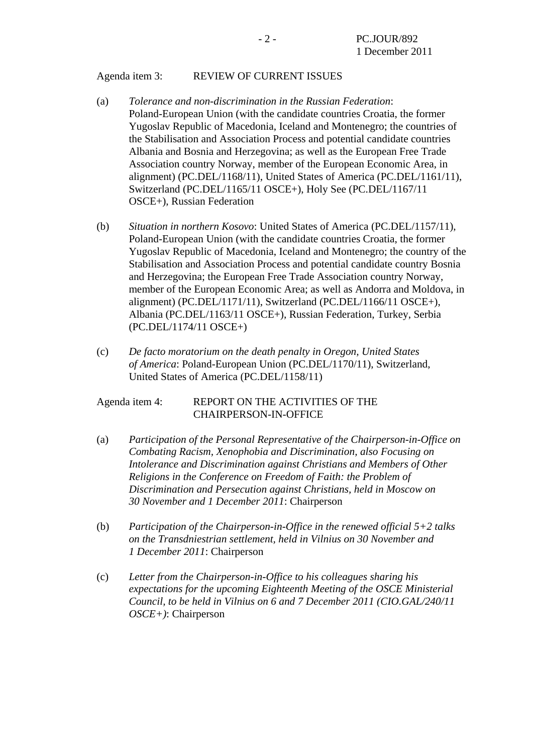Agenda item 3: REVIEW OF CURRENT ISSUES

(a) *Tolerance and non-discrimination in the Russian Federation*: Poland-European Union (with the candidate countries Croatia, the former Yugoslav Republic of Macedonia, Iceland and Montenegro; the countries of the Stabilisation and Association Process and potential candidate countries Albania and Bosnia and Herzegovina; as well as the European Free Trade Association country Norway, member of the European Economic Area, in alignment) (PC.DEL/1168/11), United States of America (PC.DEL/1161/11), Switzerland (PC.DEL/1165/11 OSCE+), Holy See (PC.DEL/1167/11 OSCE+), Russian Federation

(b) *Situation in northern Kosovo*: United States of America (PC.DEL/1157/11), Poland-European Union (with the candidate countries Croatia, the former Yugoslav Republic of Macedonia, Iceland and Montenegro; the country of the Stabilisation and Association Process and potential candidate country Bosnia and Herzegovina; the European Free Trade Association country Norway, member of the European Economic Area; as well as Andorra and Moldova, in alignment) (PC.DEL/1171/11), Switzerland (PC.DEL/1166/11 OSCE+), Albania (PC.DEL/1163/11 OSCE+), Russian Federation, Turkey, Serbia (PC.DEL/1174/11 OSCE+)

(c) *De facto moratorium on the death penalty in Oregon, United States of America*: Poland-European Union (PC.DEL/1170/11), Switzerland, United States of America (PC.DEL/1158/11)

Agenda item 4: REPORT ON THE ACTIVITIES OF THE CHAIRPERSON-IN-OFFICE

(a) *Participation of the Personal Representative of the Chairperson-in-Office on Combating Racism, Xenophobia and Discrimination, also Focusing on Intolerance and Discrimination against Christians and Members of Other Religions in the Conference on Freedom of Faith: the Problem of Discrimination and Persecution against Christians, held in Moscow on 30 November and 1 December 2011*: Chairperson

(b) *Participation of the Chairperson-in-Office in the renewed official 5+2 talks on the Transdniestrian settlement, held in Vilnius on 30 November and 1 December 2011*: Chairperson

(c) *Letter from the Chairperson-in-Office to his colleagues sharing his expectations for the upcoming Eighteenth Meeting of the OSCE Ministerial Council, to be held in Vilnius on 6 and 7 December 2011 (CIO.GAL/240/11 OSCE+)*: Chairperson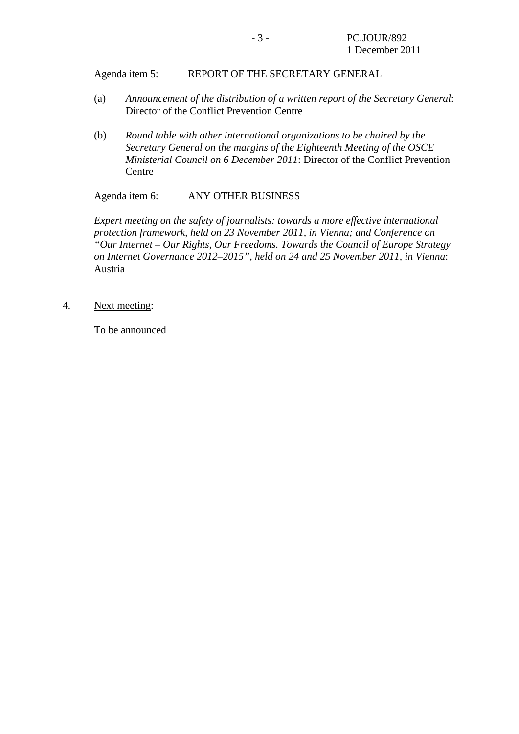Agenda item 5: REPORT OF THE SECRETARY GENERAL

(a) *Announcement of the distribution of a written report of the Secretary General*: Director of the Conflict Prevention Centre

(b) *Round table with other international organizations to be chaired by the Secretary General on the margins of the Eighteenth Meeting of the OSCE Ministerial Council on 6 December 2011*: Director of the Conflict Prevention Centre

Agenda item 6: ANY OTHER BUSINESS

*Expert meeting on the safety of journalists: towards a more effective international protection framework, held on 23 November 2011, in Vienna; and Conference on "Our Internet – Our Rights, Our Freedoms. Towards the Council of Europe Strategy on Internet Governance 2012–2015", held on 24 and 25 November 2011, in Vienna*: Austria

4. Next meeting:

To be announced